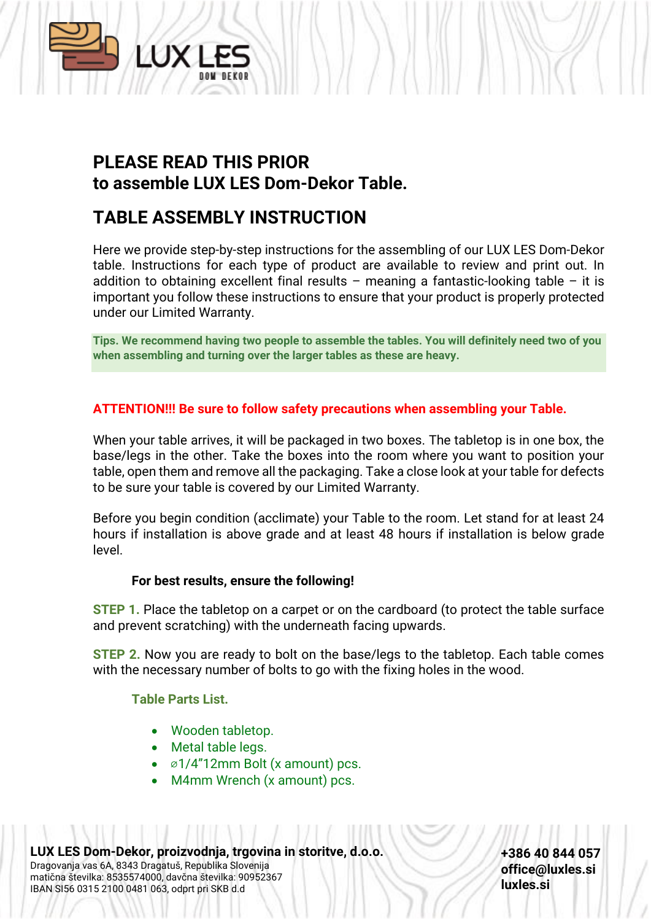LUX LES
DOM DEKOR

# PLEASE READ THIS PRIOR
# to assemble LUX LES Dom-Dekor Table.

## TABLE ASSEMBLY INSTRUCTION

Here we provide step-by-step instructions for the assembling of our LUX LES Dom-Dekor table. Instructions for each type of product are available to review and print out. In addition to obtaining excellent final results – meaning a fantastic-looking table – it is important you follow these instructions to ensure that your product is properly protected under our Limited Warranty.

**Tips. We recommend having two people to assemble the tables. You will definitely need two of you when assembling and turning over the larger tables as these are heavy.**

**ATTENTION!!! Be sure to follow safety precautions when assembling your Table.**

When your table arrives, it will be packaged in two boxes. The tabletop is in one box, the base/legs in the other. Take the boxes into the room where you want to position your table, open them and remove all the packaging. Take a close look at your table for defects to be sure your table is covered by our Limited Warranty.

Before you begin condition (acclimate) your Table to the room. Let stand for at least 24 hours if installation is above grade and at least 48 hours if installation is below grade level.

**For best results, ensure the following!**

STEP 1. Place the tabletop on a carpet or on the cardboard (to protect the table surface and prevent scratching) with the underneath facing upwards.

STEP 2. Now you are ready to bolt on the base/legs to the tabletop. Each table comes with the necessary number of bolts to go with the fixing holes in the wood.

**Table Parts List.**

- Wooden tabletop.
- Metal table legs.
- ⌀1/4"12mm Bolt (x amount) pcs.
- M4mm Wrench (x amount) pcs.

**LUX LES Dom-Dekor, proizvodnja, trgovina in storitve, d.o.o.**
Dragovanja vas 6A, 8343 Dragatuš, Republika Slovenija
matična številka: 8535574000, davčna številka: 90952367
IBAN SI56 0315 2100 0481 063, odprt pri SKB d.d

**+386 40 844 057**
**office@luxles.si**
**luxles.si**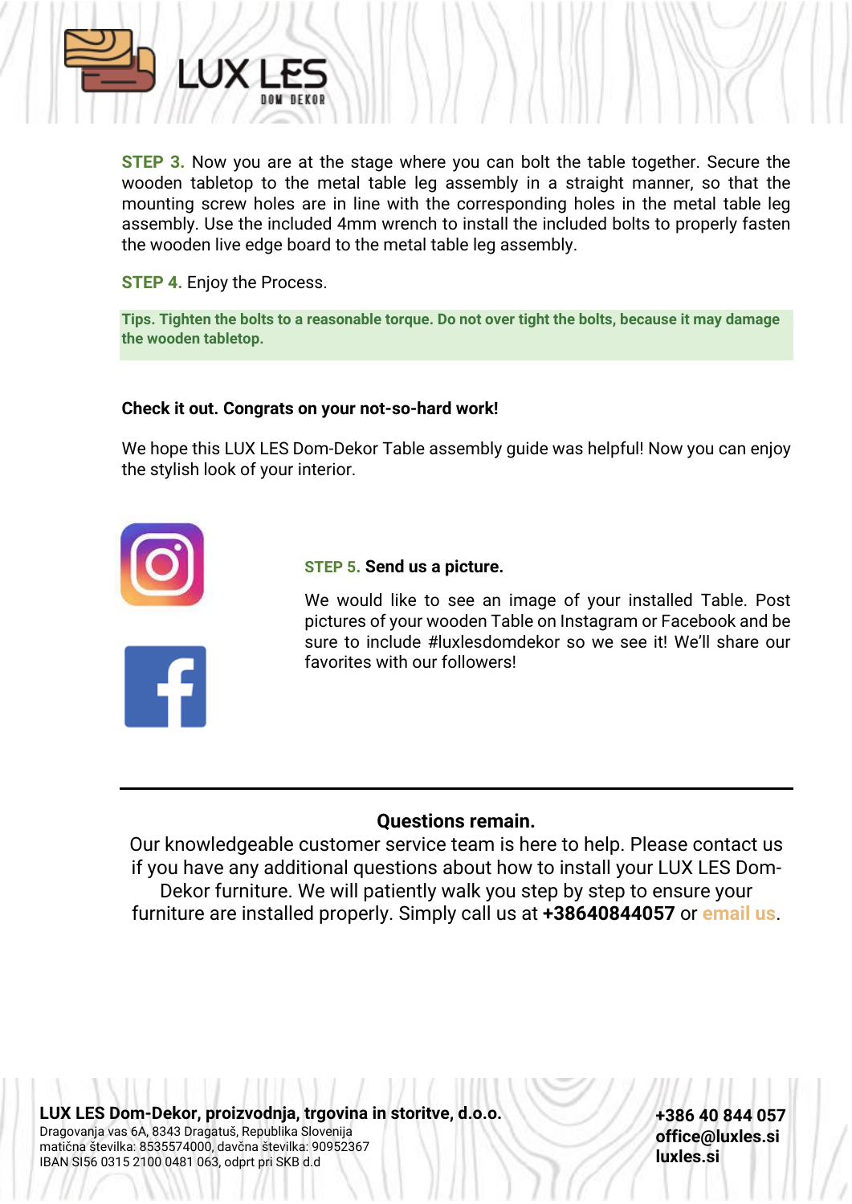**STEP 3.** Now you are at the stage where you can bolt the table together. Secure the wooden tabletop to the metal table leg assembly in a straight manner, so that the mounting screw holes are in line with the corresponding holes in the metal table leg assembly. Use the included 4mm wrench to install the included bolts to properly fasten the wooden live edge board to the metal table leg assembly.

**STEP 4.** Enjoy the Process.

**Tips. Tighten the bolts to a reasonable torque. Do not over tight the bolts, because it may damage the wooden tabletop.**

**Check it out. Congrats on your not-so-hard work!**

We hope this LUX LES Dom-Dekor Table assembly guide was helpful! Now you can enjoy the stylish look of your interior.

**STEP 5. Send us a picture.**

We would like to see an image of your installed Table. Post pictures of your wooden Table on Instagram or Facebook and be sure to include #luxlesdomdekor so we see it! We'll share our favorites with our followers!

---

**Questions remain.**

Our knowledgeable customer service team is here to help. Please contact us if you have any additional questions about how to install your LUX LES Dom-Dekor furniture. We will patiently walk you step by step to ensure your furniture are installed properly. Simply call us at **+38640844057** or email us.

**LUX LES Dom-Dekor, proizvodnja, trgovina in storitve, d.o.o.**
Dragovanja vas 6A, 8343 Dragatuš, Republika Slovenija
matična številka: 8535574000, davčna številka: 90952367
IBAN SI56 0315 2100 0481 063, odprt pri SKB d.d

**+386 40 844 057**
**office@luxles.si**
**luxles.si**